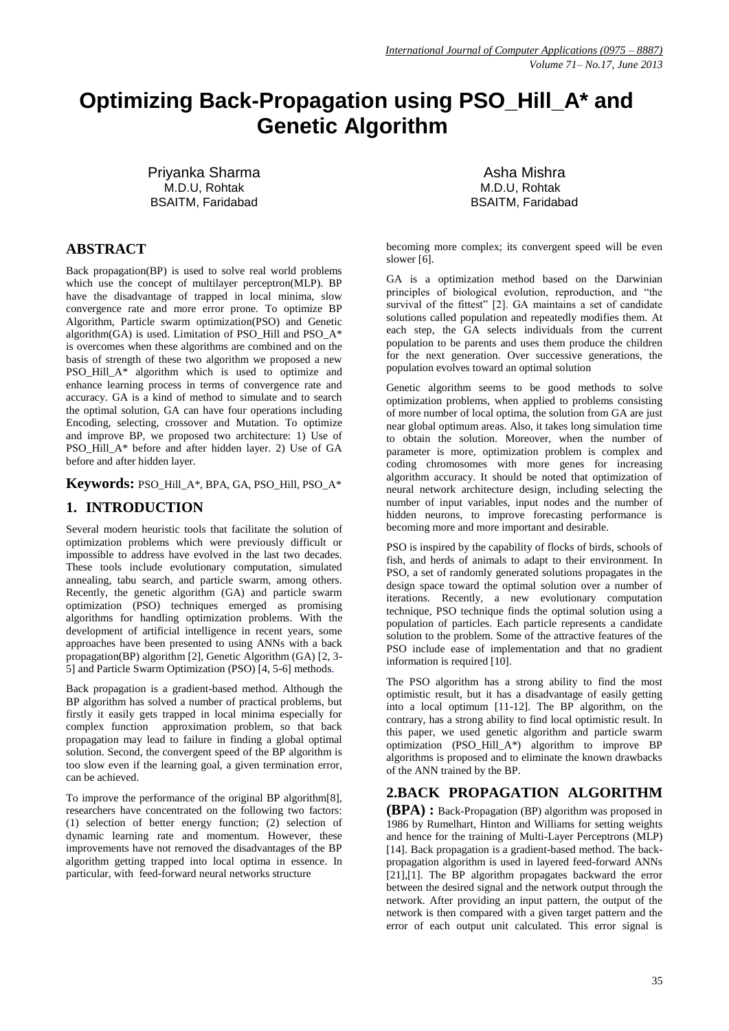# Optimizing Back-Propagation using PSO_Hill_A* and Genetic Algorithm

Priyanka Sharma
M.D.U, Rohtak
BSAITM, Faridabad

Asha Mishra
M.D.U, Rohtak
BSAITM, Faridabad

## ABSTRACT

Back propagation(BP) is used to solve real world problems which use the concept of multilayer perceptron(MLP). BP have the disadvantage of trapped in local minima, slow convergence rate and more error prone. To optimize BP Algorithm, Particle swarm optimization(PSO) and Genetic algorithm(GA) is used. Limitation of PSO_Hill and PSO_A* is overcomes when these algorithms are combined and on the basis of strength of these two algorithm we proposed a new PSO_Hill_A* algorithm which is used to optimize and enhance learning process in terms of convergence rate and accuracy. GA is a kind of method to simulate and to search the optimal solution, GA can have four operations including Encoding, selecting, crossover and Mutation. To optimize and improve BP, we proposed two architecture: 1) Use of PSO_Hill_A* before and after hidden layer. 2) Use of GA before and after hidden layer.

**Keywords:** PSO_Hill_A*, BPA, GA, PSO_Hill, PSO_A*

## 1. INTRODUCTION

Several modern heuristic tools that facilitate the solution of optimization problems which were previously difficult or impossible to address have evolved in the last two decades. These tools include evolutionary computation, simulated annealing, tabu search, and particle swarm, among others. Recently, the genetic algorithm (GA) and particle swarm optimization (PSO) techniques emerged as promising algorithms for handling optimization problems. With the development of artificial intelligence in recent years, some approaches have been presented to using ANNs with a back propagation(BP) algorithm [2], Genetic Algorithm (GA) [2, 3-5] and Particle Swarm Optimization (PSO) [4, 5-6] methods.

Back propagation is a gradient-based method. Although the BP algorithm has solved a number of practical problems, but firstly it easily gets trapped in local minima especially for complex function approximation problem, so that back propagation may lead to failure in finding a global optimal solution. Second, the convergent speed of the BP algorithm is too slow even if the learning goal, a given termination error, can be achieved.

To improve the performance of the original BP algorithm[8], researchers have concentrated on the following two factors: (1) selection of better energy function; (2) selection of dynamic learning rate and momentum. However, these improvements have not removed the disadvantages of the BP algorithm getting trapped into local optima in essence. In particular, with feed-forward neural networks structure becoming more complex; its convergent speed will be even slower [6].

GA is a optimization method based on the Darwinian principles of biological evolution, reproduction, and "the survival of the fittest" [2]. GA maintains a set of candidate solutions called population and repeatedly modifies them. At each step, the GA selects individuals from the current population to be parents and uses them produce the children for the next generation. Over successive generations, the population evolves toward an optimal solution

Genetic algorithm seems to be good methods to solve optimization problems, when applied to problems consisting of more number of local optima, the solution from GA are just near global optimum areas. Also, it takes long simulation time to obtain the solution. Moreover, when the number of parameter is more, optimization problem is complex and coding chromosomes with more genes for increasing algorithm accuracy. It should be noted that optimization of neural network architecture design, including selecting the number of input variables, input nodes and the number of hidden neurons, to improve forecasting performance is becoming more and more important and desirable.

PSO is inspired by the capability of flocks of birds, schools of fish, and herds of animals to adapt to their environment. In PSO, a set of randomly generated solutions propagates in the design space toward the optimal solution over a number of iterations. Recently, a new evolutionary computation technique, PSO technique finds the optimal solution using a population of particles. Each particle represents a candidate solution to the problem. Some of the attractive features of the PSO include ease of implementation and that no gradient information is required [10].

The PSO algorithm has a strong ability to find the most optimistic result, but it has a disadvantage of easily getting into a local optimum [11-12]. The BP algorithm, on the contrary, has a strong ability to find local optimistic result. In this paper, we used genetic algorithm and particle swarm optimization (PSO_Hill_A*) algorithm to improve BP algorithms is proposed and to eliminate the known drawbacks of the ANN trained by the BP.

## 2.BACK PROPAGATION ALGORITHM (BPA) :

Back-Propagation (BP) algorithm was proposed in 1986 by Rumelhart, Hinton and Williams for setting weights and hence for the training of Multi-Layer Perceptrons (MLP) [14]. Back propagation is a gradient-based method. The back-propagation algorithm is used in layered feed-forward ANNs [21],[1]. The BP algorithm propagates backward the error between the desired signal and the network output through the network. After providing an input pattern, the output of the network is then compared with a given target pattern and the error of each output unit calculated. This error signal is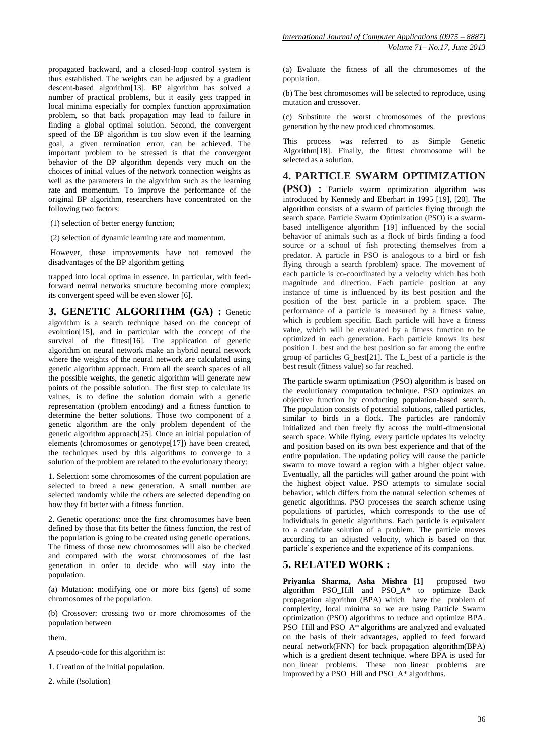propagated backward, and a closed-loop control system is thus established. The weights can be adjusted by a gradient descent-based algorithm[13]. BP algorithm has solved a number of practical problems, but it easily gets trapped in local minima especially for complex function approximation problem, so that back propagation may lead to failure in finding a global optimal solution. Second, the convergent speed of the BP algorithm is too slow even if the learning goal, a given termination error, can be achieved. The important problem to be stressed is that the convergent behavior of the BP algorithm depends very much on the choices of initial values of the network connection weights as well as the parameters in the algorithm such as the learning rate and momentum. To improve the performance of the original BP algorithm, researchers have concentrated on the following two factors:

(1) selection of better energy function;

(2) selection of dynamic learning rate and momentum.

However, these improvements have not removed the disadvantages of the BP algorithm getting

trapped into local optima in essence. In particular, with feed-forward neural networks structure becoming more complex; its convergent speed will be even slower [6].

## 3. GENETIC ALGORITHM (GA) :

Genetic algorithm is a search technique based on the concept of evolution[15], and in particular with the concept of the survival of the fittest[16]. The application of genetic algorithm on neural network make an hybrid neural network where the weights of the neural network are calculated using genetic algorithm approach. From all the search spaces of all the possible weights, the genetic algorithm will generate new points of the possible solution. The first step to calculate its values, is to define the solution domain with a genetic representation (problem encoding) and a fitness function to determine the better solutions. Those two component of a genetic algorithm are the only problem dependent of the genetic algorithm approach[25]. Once an initial population of elements (chromosomes or genotype[17]) have been created, the techniques used by this algorithms to converge to a solution of the problem are related to the evolutionary theory:

1. Selection: some chromosomes of the current population are selected to breed a new generation. A small number are selected randomly while the others are selected depending on how they fit better with a fitness function.

2. Genetic operations: once the first chromosomes have been defined by those that fits better the fitness function, the rest of the population is going to be created using genetic operations. The fitness of those new chromosomes will also be checked and compared with the worst chromosomes of the last generation in order to decide who will stay into the population.

(a) Mutation: modifying one or more bits (gens) of some chromosomes of the population.

(b) Crossover: crossing two or more chromosomes of the population between

them.

A pseudo-code for this algorithm is:

1. Creation of the initial population.

2. while (!solution)

(a) Evaluate the fitness of all the chromosomes of the population.

(b) The best chromosomes will be selected to reproduce, using mutation and crossover.

(c) Substitute the worst chromosomes of the previous generation by the new produced chromosomes.

This process was referred to as Simple Genetic Algorithm[18]. Finally, the fittest chromosome will be selected as a solution.

## 4. PARTICLE SWARM OPTIMIZATION (PSO) :

Particle swarm optimization algorithm was introduced by Kennedy and Eberhart in 1995 [19], [20]. The algorithm consists of a swarm of particles flying through the search space. Particle Swarm Optimization (PSO) is a swarm-based intelligence algorithm [19] influenced by the social behavior of animals such as a flock of birds finding a food source or a school of fish protecting themselves from a predator. A particle in PSO is analogous to a bird or fish flying through a search (problem) space. The movement of each particle is co-coordinated by a velocity which has both magnitude and direction. Each particle position at any instance of time is influenced by its best position and the position of the best particle in a problem space. The performance of a particle is measured by a fitness value, which is problem specific. Each particle will have a fitness value, which will be evaluated by a fitness function to be optimized in each generation. Each particle knows its best position L_best and the best position so far among the entire group of particles G_best[21]. The L_best of a particle is the best result (fitness value) so far reached.

The particle swarm optimization (PSO) algorithm is based on the evolutionary computation technique. PSO optimizes an objective function by conducting population-based search. The population consists of potential solutions, called particles, similar to birds in a flock. The particles are randomly initialized and then freely fly across the multi-dimensional search space. While flying, every particle updates its velocity and position based on its own best experience and that of the entire population. The updating policy will cause the particle swarm to move toward a region with a higher object value. Eventually, all the particles will gather around the point with the highest object value. PSO attempts to simulate social behavior, which differs from the natural selection schemes of genetic algorithms. PSO processes the search scheme using populations of particles, which corresponds to the use of individuals in genetic algorithms. Each particle is equivalent to a candidate solution of a problem. The particle moves according to an adjusted velocity, which is based on that particle's experience and the experience of its companions.

## 5. RELATED WORK :

**Priyanka Sharma, Asha Mishra [1]** proposed two algorithm PSO_Hill and PSO_A* to optimize Back propagation algorithm (BPA) which have the problem of complexity, local minima so we are using Particle Swarm optimization (PSO) algorithms to reduce and optimize BPA. PSO_Hill and PSO_A* algorithms are analyzed and evaluated on the basis of their advantages, applied to feed forward neural network(FNN) for back propagation algorithm(BPA) which is a gredient desent technique. where BPA is used for non_linear problems. These non_linear problems are improved by a PSO_Hill and PSO_A* algorithms.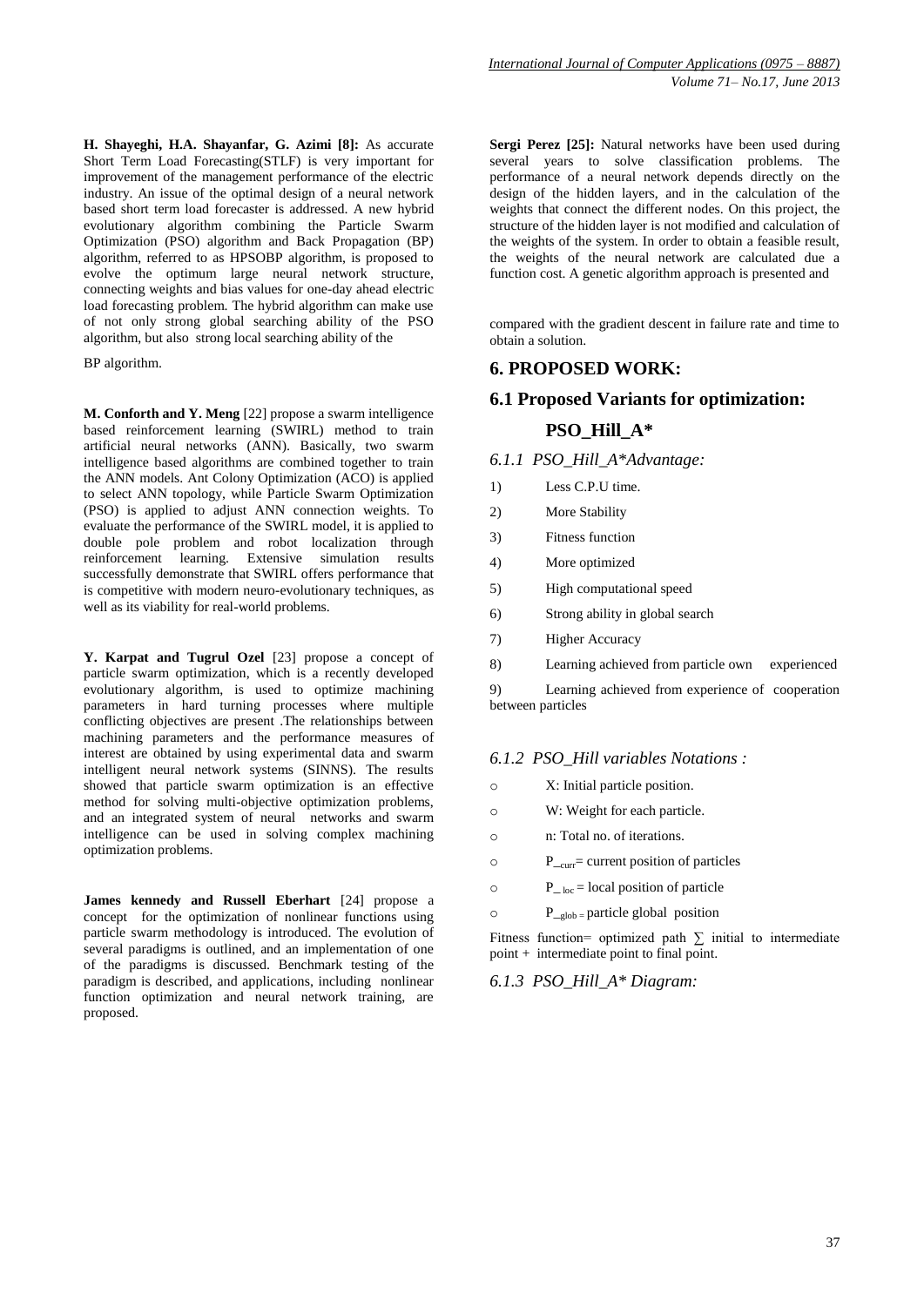**H. Shayeghi, H.A. Shayanfar, G. Azimi [8]:** As accurate Short Term Load Forecasting(STLF) is very important for improvement of the management performance of the electric industry. An issue of the optimal design of a neural network based short term load forecaster is addressed. A new hybrid evolutionary algorithm combining the Particle Swarm Optimization (PSO) algorithm and Back Propagation (BP) algorithm, referred to as HPSOBP algorithm, is proposed to evolve the optimum large neural network structure, connecting weights and bias values for one-day ahead electric load forecasting problem. The hybrid algorithm can make use of not only strong global searching ability of the PSO algorithm, but also strong local searching ability of the BP algorithm.

**M. Conforth and Y. Meng** [22] propose a swarm intelligence based reinforcement learning (SWIRL) method to train artificial neural networks (ANN). Basically, two swarm intelligence based algorithms are combined together to train the ANN models. Ant Colony Optimization (ACO) is applied to select ANN topology, while Particle Swarm Optimization (PSO) is applied to adjust ANN connection weights. To evaluate the performance of the SWIRL model, it is applied to double pole problem and robot localization through reinforcement learning. Extensive simulation results successfully demonstrate that SWIRL offers performance that is competitive with modern neuro-evolutionary techniques, as well as its viability for real-world problems.

**Y. Karpat and Tugrul Ozel** [23] propose a concept of particle swarm optimization, which is a recently developed evolutionary algorithm, is used to optimize machining parameters in hard turning processes where multiple conflicting objectives are present .The relationships between machining parameters and the performance measures of interest are obtained by using experimental data and swarm intelligent neural network systems (SINNS). The results showed that particle swarm optimization is an effective method for solving multi-objective optimization problems, and an integrated system of neural networks and swarm intelligence can be used in solving complex machining optimization problems.

**James kennedy and Russell Eberhart** [24] propose a concept for the optimization of nonlinear functions using particle swarm methodology is introduced. The evolution of several paradigms is outlined, and an implementation of one of the paradigms is discussed. Benchmark testing of the paradigm is described, and applications, including nonlinear function optimization and neural network training, are proposed.

**Sergi Perez [25]:** Natural networks have been used during several years to solve classification problems. The performance of a neural network depends directly on the design of the hidden layers, and in the calculation of the weights that connect the different nodes. On this project, the structure of the hidden layer is not modified and calculation of the weights of the system. In order to obtain a feasible result, the weights of the neural network are calculated due a function cost. A genetic algorithm approach is presented and compared with the gradient descent in failure rate and time to obtain a solution.

## 6. PROPOSED WORK:

## 6.1 Proposed Variants for optimization:

## PSO_Hill_A*

### *6.1.1 PSO_Hill_A*Advantage:*

1) Less C.P.U time.
2) More Stability
3) Fitness function
4) More optimized
5) High computational speed
6) Strong ability in global search
7) Higher Accuracy
8) Learning achieved from particle own experienced
9) Learning achieved from experience of cooperation between particles

### *6.1.2 PSO_Hill variables Notations :*

- X: Initial particle position.
- W: Weight for each particle.
- n: Total no. of iterations.
- $P_{\_curr}$= current position of particles
- $P_{\_loc}$ = local position of particle
- $P_{\_glob}$ = particle global position

Fitness function= optimized path $\sum$ initial to intermediate point + intermediate point to final point.

### *6.1.3 PSO_Hill_A* Diagram:*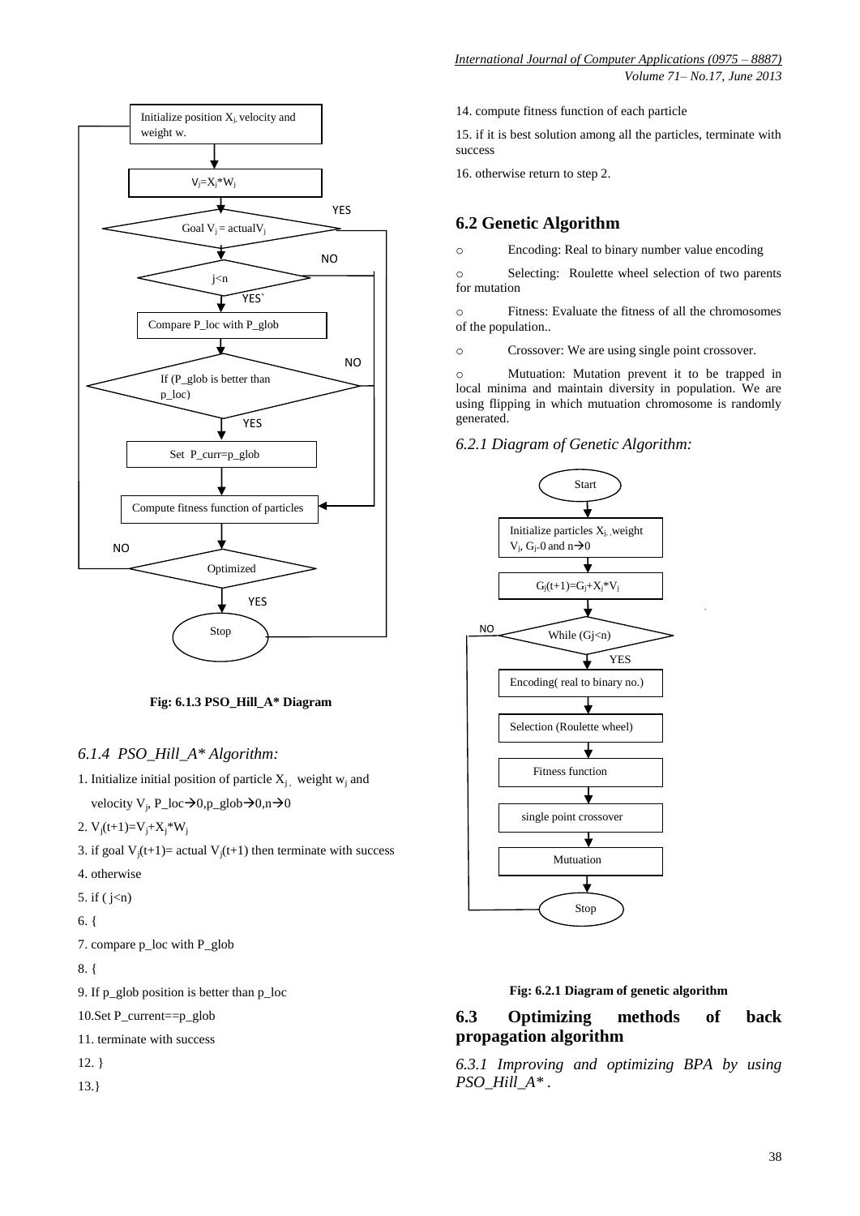Fig: 6.1.3 PSO_Hill_A* Diagram

### *6.1.4 PSO_Hill_A* Algorithm:*

1. Initialize initial position of particle $X_j$, weight $w_j$ and velocity $V_j$, P_loc→0,p_glob→0,n→0
2. $V_j(t+1)=V_j+X_j*W_j$
3. if goal $V_j(t+1)$= actual $V_j(t+1)$ then terminate with success
4. otherwise
5. if ( j<n)
6. {
7. compare p_loc with P_glob
8. {
9. If p_glob position is better than p_loc
10. Set P_current==p_glob
11. terminate with success
12. }
13. }
14. compute fitness function of each particle
15. if it is best solution among all the particles, terminate with success
16. otherwise return to step 2.

## 6.2 Genetic Algorithm

- Encoding: Real to binary number value encoding
- Selecting: Roulette wheel selection of two parents for mutation
- Fitness: Evaluate the fitness of all the chromosomes of the population..
- Crossover: We are using single point crossover.
- Muatuation: Mutation prevent it to be trapped in local minima and maintain diversity in population. We are using flipping in which muatuation chromosome is randomly generated.

### *6.2.1 Diagram of Genetic Algorithm:*

Fig: 6.2.1 Diagram of genetic algorithm

## 6.3 Optimizing methods of back propagation algorithm

### *6.3.1 Improving and optimizing BPA by using PSO_Hill_A* .*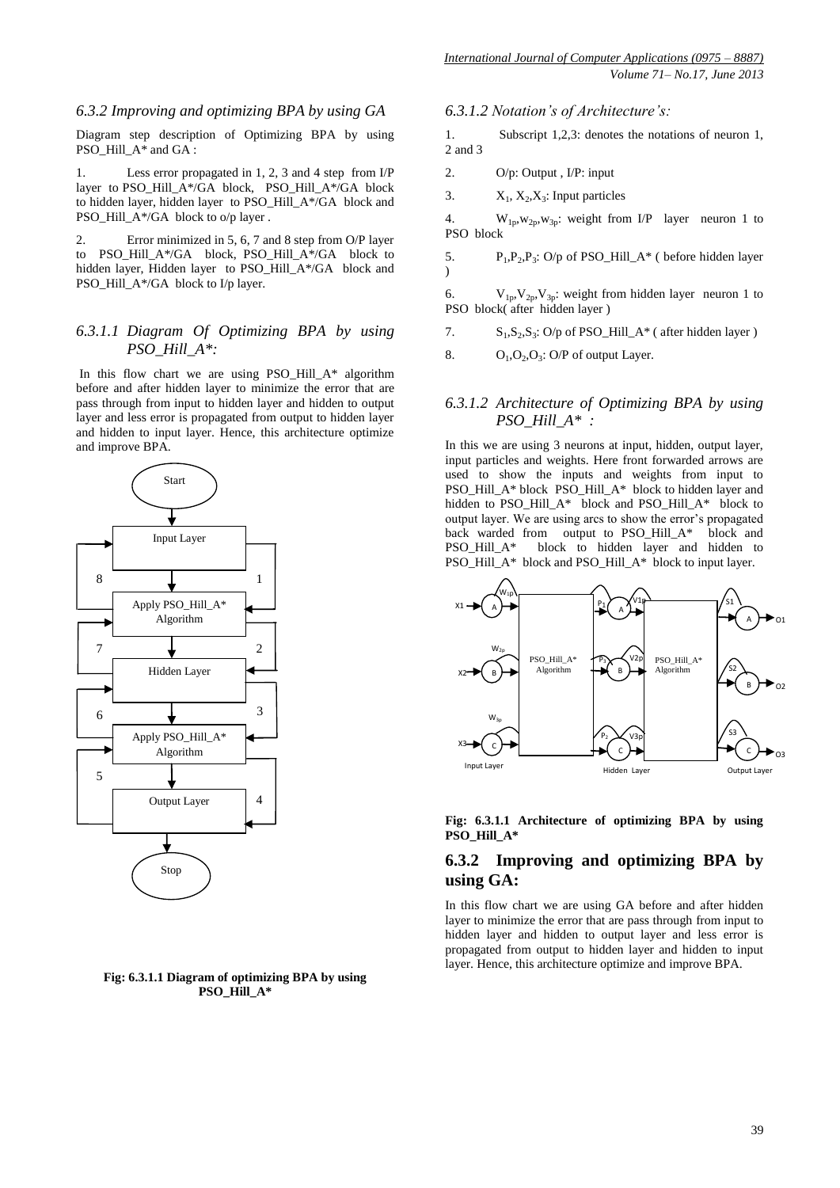### *6.3.2 Improving and optimizing BPA by using GA*

Diagram step description of Optimizing BPA by using PSO_Hill_A* and GA :

1. Less error propagated in 1, 2, 3 and 4 step from I/P layer to PSO_Hill_A*/GA block, PSO_Hill_A*/GA block to hidden layer, hidden layer to PSO_Hill_A*/GA block and PSO_Hill_A*/GA block to o/p layer .

2. Error minimized in 5, 6, 7 and 8 step from O/P layer to PSO_Hill_A*/GA block, PSO_Hill_A*/GA block to hidden layer, Hidden layer to PSO_Hill_A*/GA block and PSO_Hill_A*/GA block to I/p layer.

### *6.3.1.1 Diagram Of Optimizing BPA by using PSO_Hill_A*:*

In this flow chart we are using PSO_Hill_A* algorithm before and after hidden layer to minimize the error that are pass through from input to hidden layer and hidden to output layer and less error is propagated from output to hidden layer and hidden to input layer. Hence, this architecture optimize and improve BPA.

**Fig: 6.3.1.1 Diagram of optimizing BPA by using PSO_Hill_A***

### *6.3.1.2 Notation's of Architecture's:*

1. Subscript 1,2,3: denotes the notations of neuron 1, 2 and 3
2. O/p: Output , I/P: input
3. $X_1$, $X_2$,$X_3$: Input particles
4. $W_{1p}$,$w_{2p}$,$w_{3p}$: weight from I/P layer neuron 1 to PSO block
5. $P_1$,$P_2$,$P_3$: O/p of PSO_Hill_A* ( before hidden layer )
6. $V_{1p}$,$V_{2p}$,$V_{3p}$: weight from hidden layer neuron 1 to PSO block( after hidden layer )
7. $S_1$,$S_2$,$S_3$: O/p of PSO_Hill_A* ( after hidden layer )
8. $O_1$,$O_2$,$O_3$: O/P of output Layer.

### *6.3.1.2 Architecture of Optimizing BPA by using PSO_Hill_A* :*

In this we are using 3 neurons at input, hidden, output layer, input particles and weights. Here front forwarded arrows are used to show the inputs and weights from input to PSO_Hill_A* block PSO_Hill_A* block to hidden layer and hidden to PSO_Hill_A* block and PSO_Hill_A* block to output layer. We are using arcs to show the error's propagated back warded from output to PSO_Hill_A* block and PSO_Hill_A* block to hidden layer and hidden to PSO_Hill_A* block and PSO_Hill_A* block to input layer.

**Fig: 6.3.1.1 Architecture of optimizing BPA by using PSO_Hill_A***

## 6.3.2 Improving and optimizing BPA by using GA:

In this flow chart we are using GA before and after hidden layer to minimize the error that are pass through from input to hidden layer and hidden to output layer and less error is propagated from output to hidden layer and hidden to input layer. Hence, this architecture optimize and improve BPA.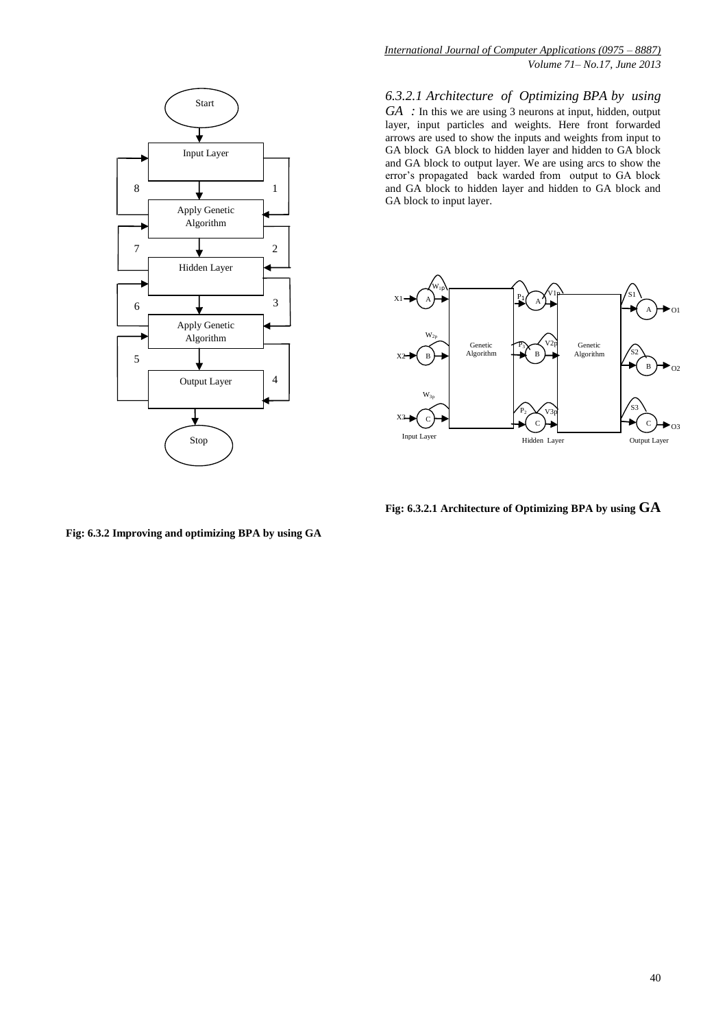### 6.3.2.1 Architecture of Optimizing BPA by using GA

*6.3.2.1 Architecture of Optimizing BPA by using GA :* In this we are using 3 neurons at input, hidden, output layer, input particles and weights. Here front forwarded arrows are used to show the inputs and weights from input to GA block GA block to hidden layer and hidden to GA block and GA block to output layer. We are using arcs to show the error's propagated back warded from output to GA block and GA block to hidden layer and hidden to GA block and GA block to input layer.

**Fig: 6.3.2.1 Architecture of Optimizing BPA by using GA**

**Fig: 6.3.2 Improving and optimizing BPA by using GA**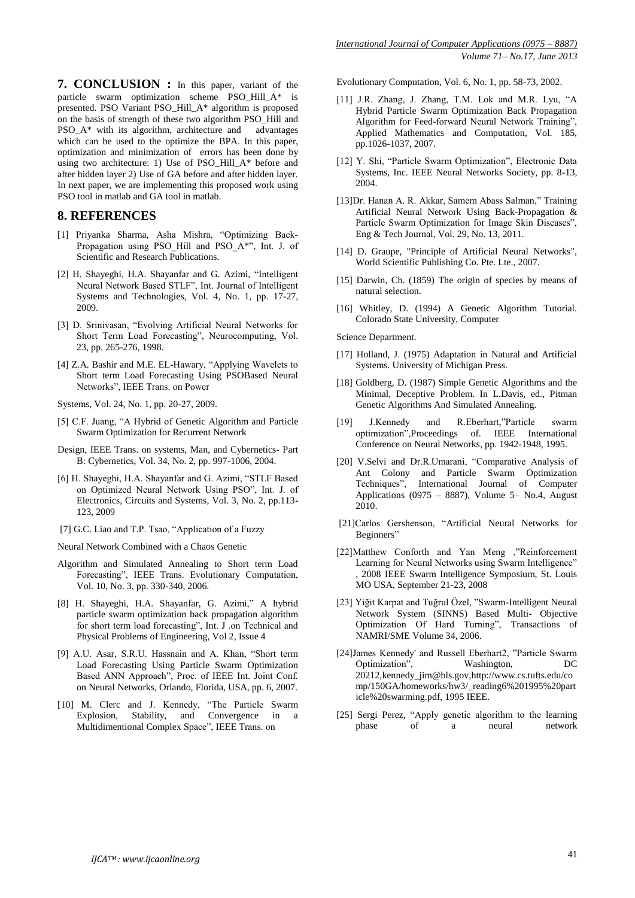## 7. CONCLUSION :

In this paper, variant of the particle swarm optimization scheme PSO_Hill_A* is presented. PSO Variant PSO_Hill_A* algorithm is proposed on the basis of strength of these two algorithm PSO_Hill and PSO_A* with its algorithm, architecture and advantages which can be used to the optimize the BPA. In this paper, optimization and minimization of errors has been done by using two architecture: 1) Use of PSO_Hill_A* before and after hidden layer 2) Use of GA before and after hidden layer. In next paper, we are implementing this proposed work using PSO tool in matlab and GA tool in matlab.

## 8. REFERENCES

[1] Priyanka Sharma, Asha Mishra, "Optimizing Back-Propagation using PSO_Hill and PSO_A*", Int. J. of Scientific and Research Publications.

[2] H. Shayeghi, H.A. Shayanfar and G. Azimi, "Intelligent Neural Network Based STLF", Int. Journal of Intelligent Systems and Technologies, Vol. 4, No. 1, pp. 17-27, 2009.

[3] D. Srinivasan, "Evolving Artificial Neural Networks for Short Term Load Forecasting", Neurocomputing, Vol. 23, pp. 265-276, 1998.

[4] Z.A. Bashir and M.E. EL-Hawary, "Applying Wavelets to Short term Load Forecasting Using PSOBased Neural Networks", IEEE Trans. on Power Systems, Vol. 24, No. 1, pp. 20-27, 2009.

[5] C.F. Juang, "A Hybrid of Genetic Algorithm and Particle Swarm Optimization for Recurrent Network Design, IEEE Trans. on systems, Man, and Cybernetics- Part B: Cybernetics, Vol. 34, No. 2, pp. 997-1006, 2004.

[6] H. Shayeghi, H.A. Shayanfar and G. Azimi, "STLF Based on Optimized Neural Network Using PSO", Int. J. of Electronics, Circuits and Systems, Vol. 3, No. 2, pp.113-123, 2009

[7] G.C. Liao and T.P. Tsao, "Application of a Fuzzy Neural Network Combined with a Chaos Genetic Algorithm and Simulated Annealing to Short term Load Forecasting", IEEE Trans. Evolutionary Computation, Vol. 10, No. 3, pp. 330-340, 2006.

[8] H. Shayeghi, H.A. Shayanfar, G. Azimi," A hybrid particle swarm optimization back propagation algorithm for short term load forecasting", Int. J .on Technical and Physical Problems of Engineering, Vol 2, Issue 4

[9] A.U. Asar, S.R.U. Hassnain and A. Khan, "Short term Load Forecasting Using Particle Swarm Optimization Based ANN Approach", Proc. of IEEE Int. Joint Conf. on Neural Networks, Orlando, Florida, USA, pp. 6, 2007.

[10] M. Clerc and J. Kennedy, "The Particle Swarm Explosion, Stability, and Convergence in a Multidimentional Complex Space", IEEE Trans. on Evolutionary Computation, Vol. 6, No. 1, pp. 58-73, 2002.

[11] J.R. Zhang, J. Zhang, T.M. Lok and M.R. Lyu, "A Hybrid Particle Swarm Optimization Back Propagation Algorithm for Feed-forward Neural Network Training", Applied Mathematics and Computation, Vol. 185, pp.1026-1037, 2007.

[12] Y. Shi, "Particle Swarm Optimization", Electronic Data Systems, Inc. IEEE Neural Networks Society, pp. 8-13, 2004.

[13]Dr. Hanan A. R. Akkar, Samem Abass Salman," Training Artificial Neural Network Using Back-Propagation & Particle Swarm Optimization for Image Skin Diseases", Eng & Tech Journal, Vol. 29, No. 13, 2011.

[14] D. Graupe, "Principle of Artificial Neural Networks", World Scientific Publishing Co. Pte. Lte., 2007.

[15] Darwin, Ch. (1859) The origin of species by means of natural selection.

[16] Whitley, D. (1994) A Genetic Algorithm Tutorial. Colorado State University, Computer Science Department.

[17] Holland, J. (1975) Adaptation in Natural and Artificial Systems. University of Michigan Press.

[18] Goldberg, D. (1987) Simple Genetic Algorithms and the Minimal, Deceptive Problem. In L.Davis, ed., Pitman Genetic Algorithms And Simulated Annealing.

[19] J.Kennedy and R.Eberhart,"Particle swarm optimization",Proceedings of. IEEE International Conference on Neural Networks, pp. 1942-1948, 1995.

[20] V.Selvi and Dr.R.Umarani, "Comparative Analysis of Ant Colony and Particle Swarm Optimization Techniques", International Journal of Computer Applications (0975 – 8887), Volume 5– No.4, August 2010.

[21]Carlos Gershenson, "Artificial Neural Networks for Beginners"

[22]Matthew Conforth and Yan Meng ,"Reinforcement Learning for Neural Networks using Swarm Intelligence" , 2008 IEEE Swarm Intelligence Symposium, St. Louis MO USA, September 21-23, 2008

[23] Yiğit Karpat and Tuğrul Özel, "Swarm-Intelligent Neural Network System (SINNS) Based Multi- Objective Optimization Of Hard Turning", Transactions of NAMRI/SME Volume 34, 2006.

[24]James Kennedy' and Russell Eberhart2, "Particle Swarm Optimization", Washington, DC 20212,kennedy_jim@bls.gov,http://www.cs.tufts.edu/comp/150GA/homeworks/hw3/_reading6%201995%20particle%20swarming.pdf, 1995 IEEE.

[25] Sergi Perez, "Apply genetic algorithm to the learning phase of a neural network